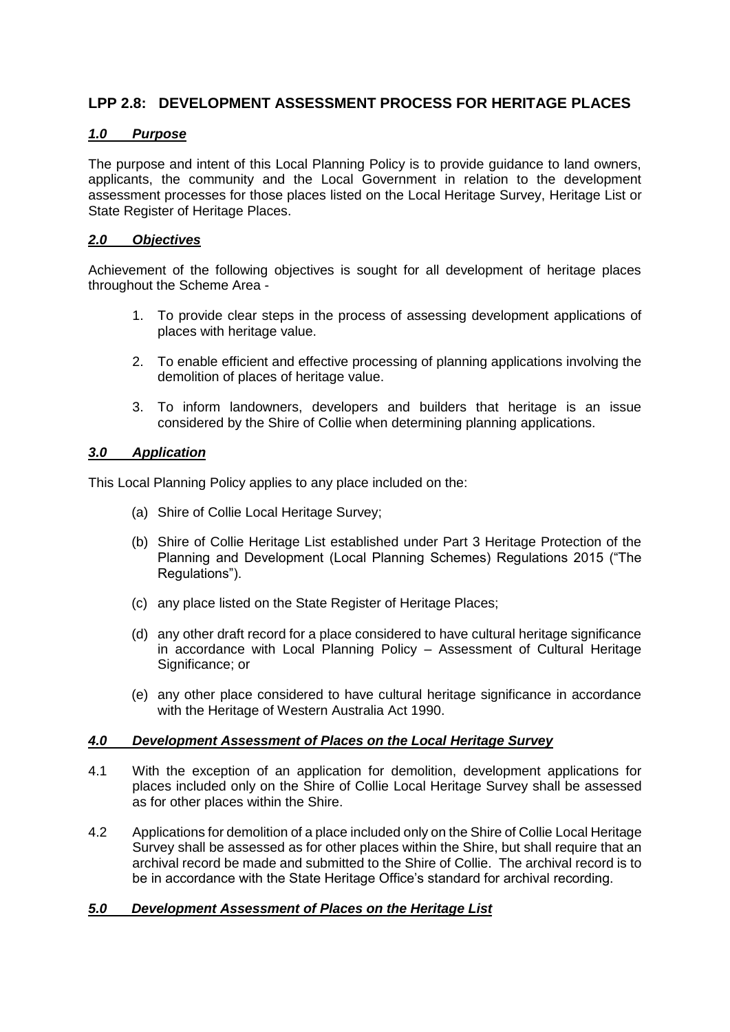# LPP 2.8: DEVELOPMENT ASSESSMENT PROCESS FOR HERITAGE PLACES

## *1.0 Purpose*

The purpose and intent of this Local Planning Policy is to provide guidance to land owners, applicants, the community and the Local Government in relation to the development assessment processes for those places listed on the Local Heritage Survey, Heritage List or State Register of Heritage Places.

## *2.0 Objectives*

Achievement of the following objectives is sought for all development of heritage places throughout the Scheme Area -

1. To provide clear steps in the process of assessing development applications of places with heritage value.
2. To enable efficient and effective processing of planning applications involving the demolition of places of heritage value.
3. To inform landowners, developers and builders that heritage is an issue considered by the Shire of Collie when determining planning applications.

## *3.0 Application*

This Local Planning Policy applies to any place included on the:

(a) Shire of Collie Local Heritage Survey;

(b) Shire of Collie Heritage List established under Part 3 Heritage Protection of the Planning and Development (Local Planning Schemes) Regulations 2015 ("The Regulations").

(c) any place listed on the State Register of Heritage Places;

(d) any other draft record for a place considered to have cultural heritage significance in accordance with Local Planning Policy – Assessment of Cultural Heritage Significance; or

(e) any other place considered to have cultural heritage significance in accordance with the Heritage of Western Australia Act 1990.

## *4.0 Development Assessment of Places on the Local Heritage Survey*

4.1 With the exception of an application for demolition, development applications for places included only on the Shire of Collie Local Heritage Survey shall be assessed as for other places within the Shire.

4.2 Applications for demolition of a place included only on the Shire of Collie Local Heritage Survey shall be assessed as for other places within the Shire, but shall require that an archival record be made and submitted to the Shire of Collie. The archival record is to be in accordance with the State Heritage Office's standard for archival recording.

## *5.0 Development Assessment of Places on the Heritage List*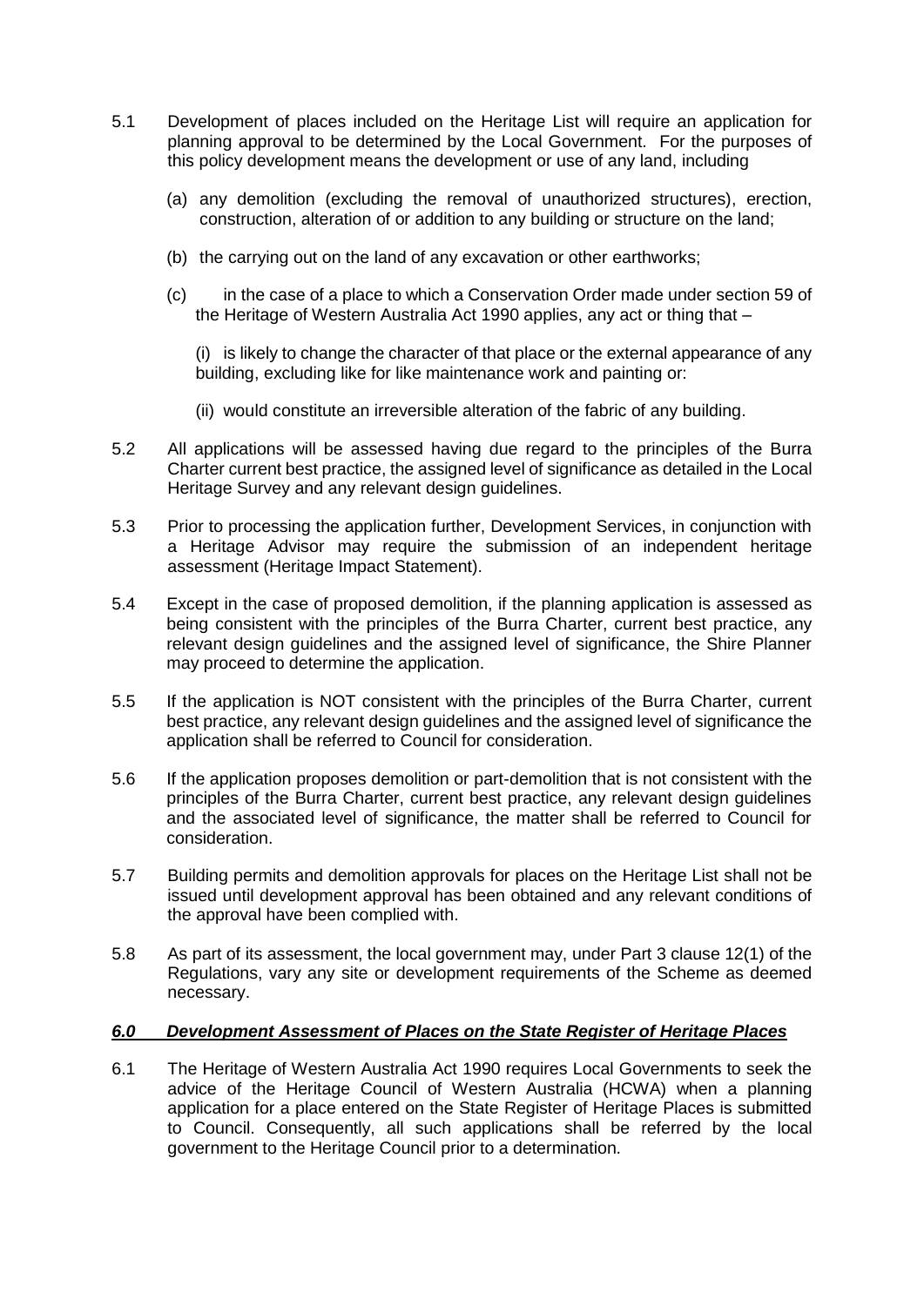5.1 Development of places included on the Heritage List will require an application for planning approval to be determined by the Local Government. For the purposes of this policy development means the development or use of any land, including

   (a) any demolition (excluding the removal of unauthorized structures), erection, construction, alteration of or addition to any building or structure on the land;

   (b) the carrying out on the land of any excavation or other earthworks;

   (c) in the case of a place to which a Conservation Order made under section 59 of the Heritage of Western Australia Act 1990 applies, any act or thing that –

      (i) is likely to change the character of that place or the external appearance of any building, excluding like for like maintenance work and painting or:

      (ii) would constitute an irreversible alteration of the fabric of any building.

5.2 All applications will be assessed having due regard to the principles of the Burra Charter current best practice, the assigned level of significance as detailed in the Local Heritage Survey and any relevant design guidelines.

5.3 Prior to processing the application further, Development Services, in conjunction with a Heritage Advisor may require the submission of an independent heritage assessment (Heritage Impact Statement).

5.4 Except in the case of proposed demolition, if the planning application is assessed as being consistent with the principles of the Burra Charter, current best practice, any relevant design guidelines and the assigned level of significance, the Shire Planner may proceed to determine the application.

5.5 If the application is NOT consistent with the principles of the Burra Charter, current best practice, any relevant design guidelines and the assigned level of significance the application shall be referred to Council for consideration.

5.6 If the application proposes demolition or part-demolition that is not consistent with the principles of the Burra Charter, current best practice, any relevant design guidelines and the associated level of significance, the matter shall be referred to Council for consideration.

5.7 Building permits and demolition approvals for places on the Heritage List shall not be issued until development approval has been obtained and any relevant conditions of the approval have been complied with.

5.8 As part of its assessment, the local government may, under Part 3 clause 12(1) of the Regulations, vary any site or development requirements of the Scheme as deemed necessary.

## ***6.0 Development Assessment of Places on the State Register of Heritage Places***

6.1 The Heritage of Western Australia Act 1990 requires Local Governments to seek the advice of the Heritage Council of Western Australia (HCWA) when a planning application for a place entered on the State Register of Heritage Places is submitted to Council. Consequently, all such applications shall be referred by the local government to the Heritage Council prior to a determination.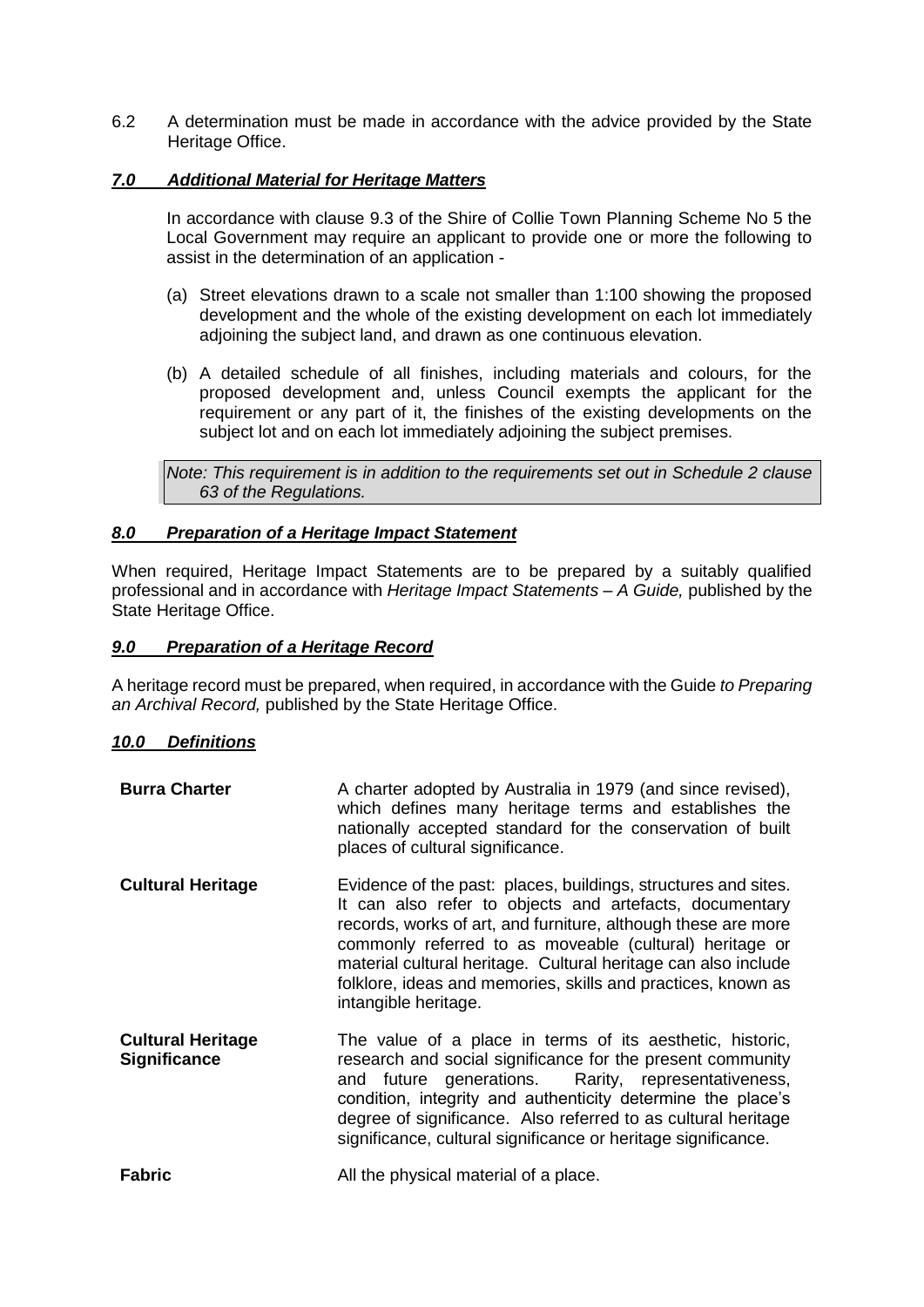6.2 A determination must be made in accordance with the advice provided by the State Heritage Office.

## ***7.0 Additional Material for Heritage Matters***

In accordance with clause 9.3 of the Shire of Collie Town Planning Scheme No 5 the Local Government may require an applicant to provide one or more the following to assist in the determination of an application -

(a) Street elevations drawn to a scale not smaller than 1:100 showing the proposed development and the whole of the existing development on each lot immediately adjoining the subject land, and drawn as one continuous elevation.

(b) A detailed schedule of all finishes, including materials and colours, for the proposed development and, unless Council exempts the applicant for the requirement or any part of it, the finishes of the existing developments on the subject lot and on each lot immediately adjoining the subject premises.

*Note: This requirement is in addition to the requirements set out in Schedule 2 clause 63 of the Regulations.*

## ***8.0 Preparation of a Heritage Impact Statement***

When required, Heritage Impact Statements are to be prepared by a suitably qualified professional and in accordance with *Heritage Impact Statements – A Guide,* published by the State Heritage Office.

## ***9.0 Preparation of a Heritage Record***

A heritage record must be prepared, when required, in accordance with the Guide *to Preparing an Archival Record,* published by the State Heritage Office.

## ***10.0 Definitions***

**Burra Charter** — A charter adopted by Australia in 1979 (and since revised), which defines many heritage terms and establishes the nationally accepted standard for the conservation of built places of cultural significance.

**Cultural Heritage** — Evidence of the past: places, buildings, structures and sites. It can also refer to objects and artefacts, documentary records, works of art, and furniture, although these are more commonly referred to as moveable (cultural) heritage or material cultural heritage. Cultural heritage can also include folklore, ideas and memories, skills and practices, known as intangible heritage.

**Cultural Heritage Significance** — The value of a place in terms of its aesthetic, historic, research and social significance for the present community and future generations. Rarity, representativeness, condition, integrity and authenticity determine the place's degree of significance. Also referred to as cultural heritage significance, cultural significance or heritage significance.

**Fabric** — All the physical material of a place.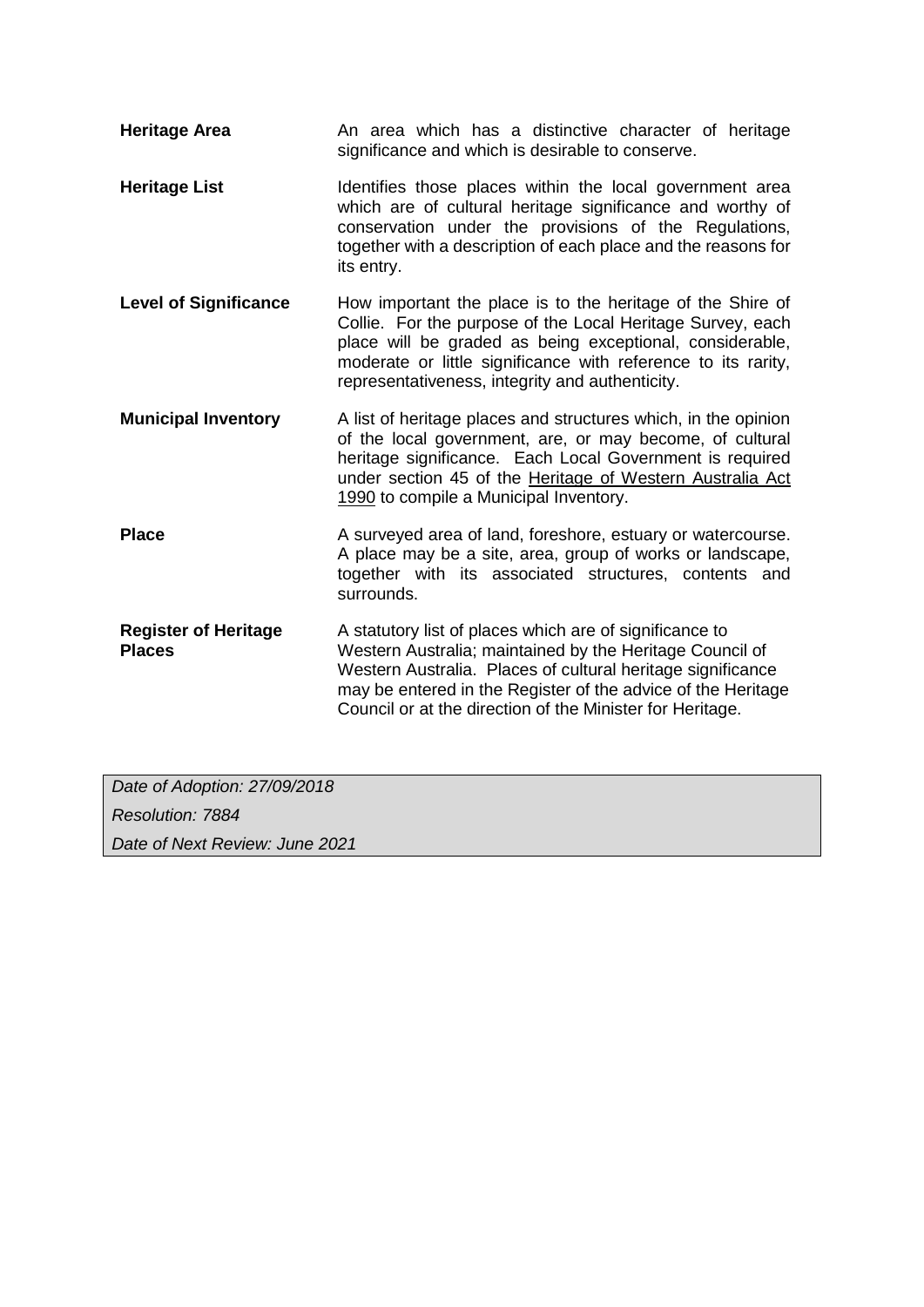**Heritage Area** An area which has a distinctive character of heritage significance and which is desirable to conserve.

**Heritage List** Identifies those places within the local government area which are of cultural heritage significance and worthy of conservation under the provisions of the Regulations, together with a description of each place and the reasons for its entry.

**Level of Significance** How important the place is to the heritage of the Shire of Collie. For the purpose of the Local Heritage Survey, each place will be graded as being exceptional, considerable, moderate or little significance with reference to its rarity, representativeness, integrity and authenticity.

**Municipal Inventory** A list of heritage places and structures which, in the opinion of the local government, are, or may become, of cultural heritage significance. Each Local Government is required under section 45 of the Heritage of Western Australia Act 1990 to compile a Municipal Inventory.

**Place** A surveyed area of land, foreshore, estuary or watercourse. A place may be a site, area, group of works or landscape, together with its associated structures, contents and surrounds.

**Register of Heritage Places** A statutory list of places which are of significance to Western Australia; maintained by the Heritage Council of Western Australia. Places of cultural heritage significance may be entered in the Register of the advice of the Heritage Council or at the direction of the Minister for Heritage.

*Date of Adoption: 27/09/2018*

*Resolution: 7884*

*Date of Next Review: June 2021*